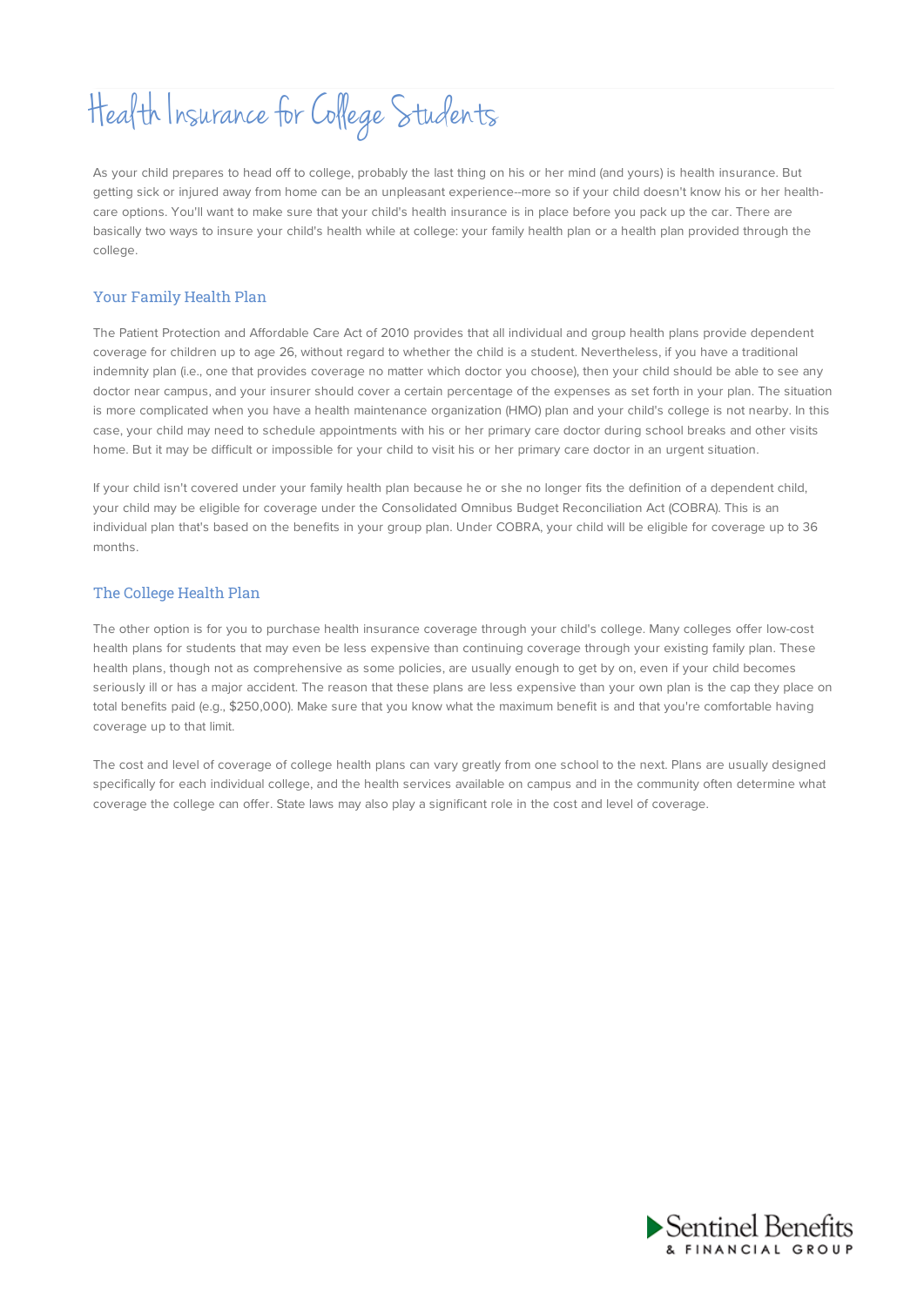# Health Insurance for College Students

As your child prepares to head off to college, probably the last thing on his or her mind (and yours) is health insurance. But getting sick or injured away from home can be an unpleasant experience--more so if your child doesn't know his or her health-care options. You'll want to make sure that your child's health insurance is in place before you pack up the car. There are basically two ways to insure your child's health while at college: your family health plan or a health plan provided through the college.

## Your Family Health Plan

The Patient Protection and Affordable Care Act of 2010 provides that all individual and group health plans provide dependent coverage for children up to age 26, without regard to whether the child is a student. Nevertheless, if you have a traditional indemnity plan (i.e., one that provides coverage no matter which doctor you choose), then your child should be able to see any doctor near campus, and your insurer should cover a certain percentage of the expenses as set forth in your plan. The situation is more complicated when you have a health maintenance organization (HMO) plan and your child's college is not nearby. In this case, your child may need to schedule appointments with his or her primary care doctor during school breaks and other visits home. But it may be difficult or impossible for your child to visit his or her primary care doctor in an urgent situation.

If your child isn't covered under your family health plan because he or she no longer fits the definition of a dependent child, your child may be eligible for coverage under the Consolidated Omnibus Budget Reconciliation Act (COBRA). This is an individual plan that's based on the benefits in your group plan. Under COBRA, your child will be eligible for coverage up to 36 months.

## The College Health Plan

The other option is for you to purchase health insurance coverage through your child's college. Many colleges offer low-cost health plans for students that may even be less expensive than continuing coverage through your existing family plan. These health plans, though not as comprehensive as some policies, are usually enough to get by on, even if your child becomes seriously ill or has a major accident. The reason that these plans are less expensive than your own plan is the cap they place on total benefits paid (e.g., $250,000). Make sure that you know what the maximum benefit is and that you're comfortable having coverage up to that limit.

The cost and level of coverage of college health plans can vary greatly from one school to the next. Plans are usually designed specifically for each individual college, and the health services available on campus and in the community often determine what coverage the college can offer. State laws may also play a significant role in the cost and level of coverage.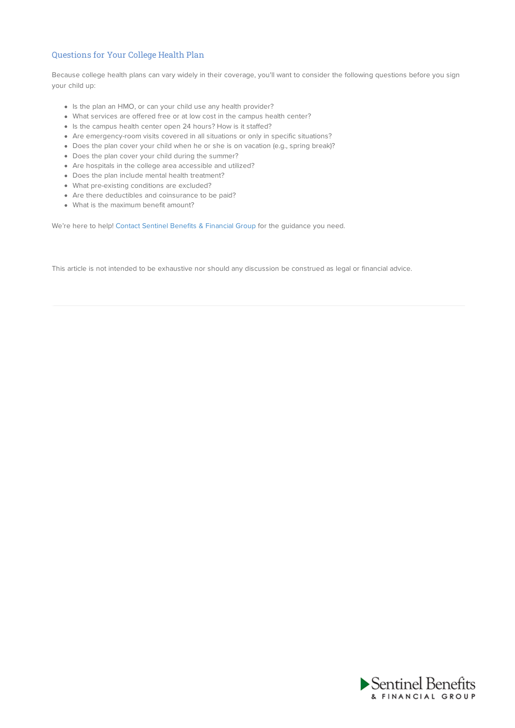## Questions for Your College Health Plan

Because college health plans can vary widely in their coverage, you'll want to consider the following questions before you sign your child up:

- Is the plan an HMO, or can your child use any health provider?
- What services are offered free or at low cost in the campus health center?
- Is the campus health center open 24 hours? How is it staffed?
- Are emergency-room visits covered in all situations or only in specific situations?
- Does the plan cover your child when he or she is on vacation (e.g., spring break)?
- Does the plan cover your child during the summer?
- Are hospitals in the college area accessible and utilized?
- Does the plan include mental health treatment?
- What pre-existing conditions are excluded?
- Are there deductibles and coinsurance to be paid?
- What is the maximum benefit amount?

We're here to help! Contact Sentinel Benefits & Financial Group for the guidance you need.

This article is not intended to be exhaustive nor should any discussion be construed as legal or financial advice.

Sentinel Benefits & FINANCIAL GROUP